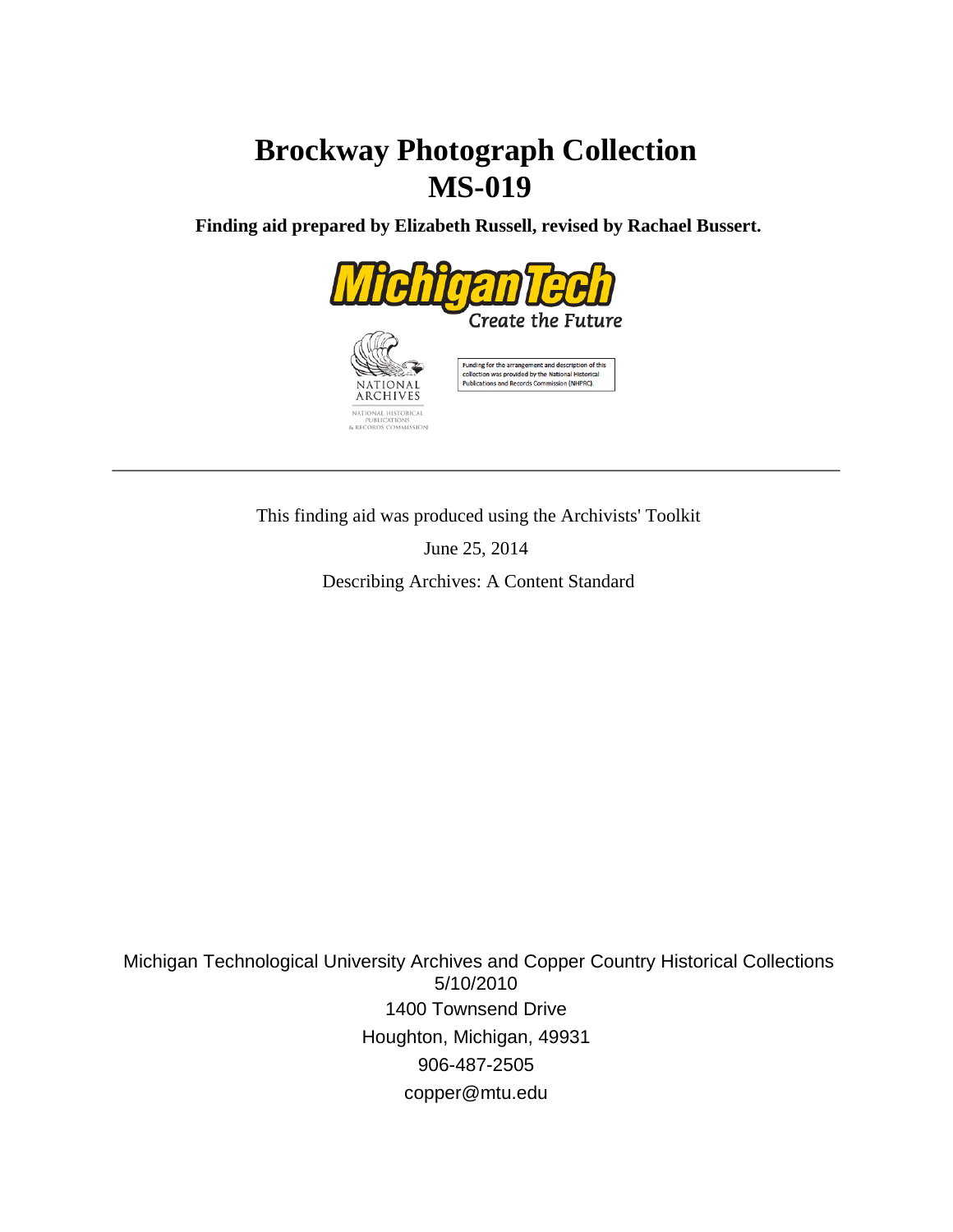# Brockway Photograph Collection
# MS-019

**Finding aid prepared by Elizabeth Russell, revised by Rachael Bussert.**

Funding for the arrangement and description of this collection was provided by the National Historical Publications and Records Commission (NHPRC).

---

This finding aid was produced using the Archivists' Toolkit

June 25, 2014

Describing Archives: A Content Standard

Michigan Technological University Archives and Copper Country Historical Collections
5/10/2010
1400 Townsend Drive
Houghton, Michigan, 49931
906-487-2505
copper@mtu.edu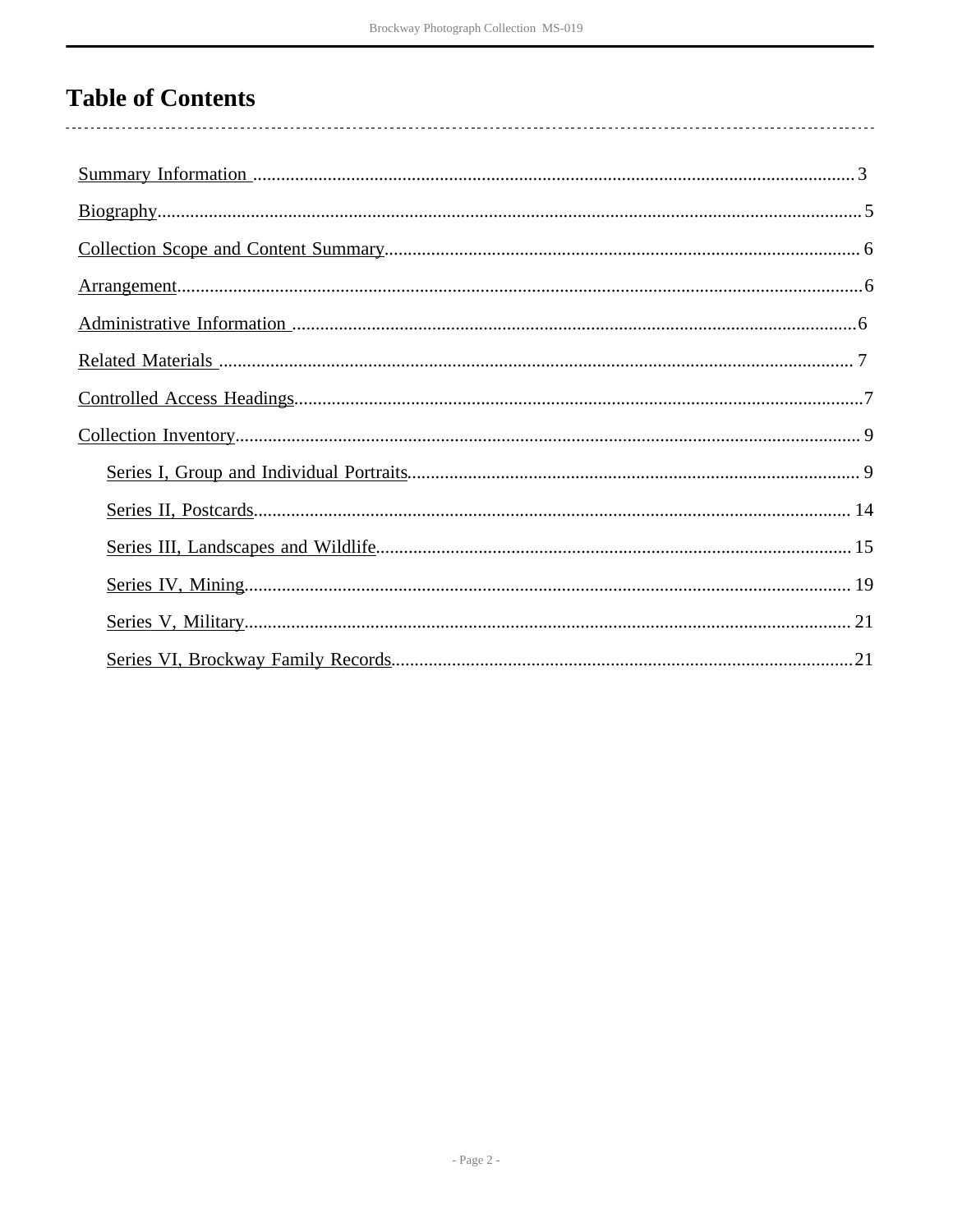# Table of Contents

- Summary Information ........ 3
- Biography ........ 5
- Collection Scope and Content Summary ........ 6
- Arrangement ........ 6
- Administrative Information ........ 6
- Related Materials ........ 7
- Controlled Access Headings ........ 7
- Collection Inventory ........ 9
  - Series I, Group and Individual Portraits ........ 9
  - Series II, Postcards ........ 14
  - Series III, Landscapes and Wildlife ........ 15
  - Series IV, Mining ........ 19
  - Series V, Military ........ 21
  - Series VI, Brockway Family Records ........ 21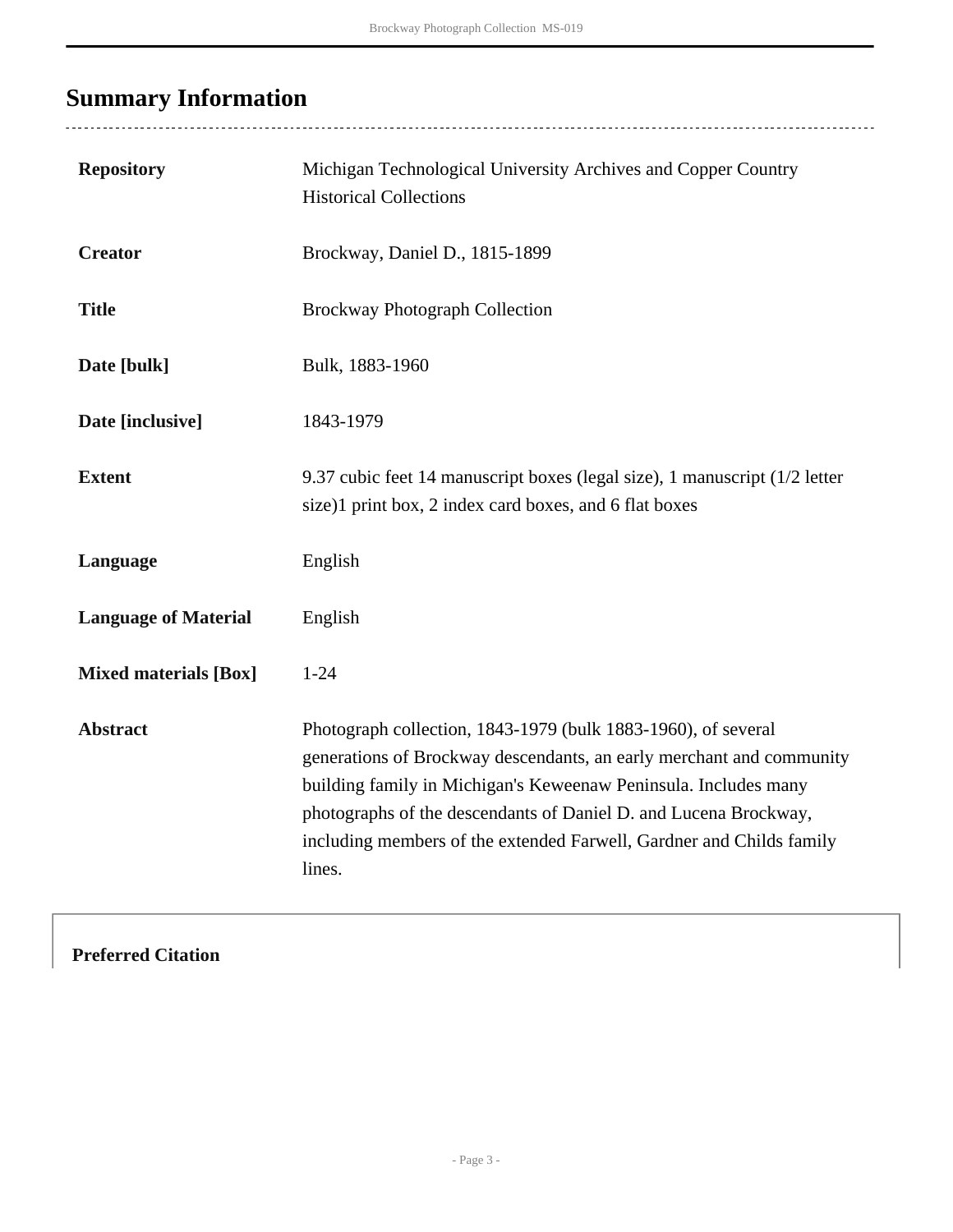## Summary Information

| | |
|---|---|
| **Repository** | Michigan Technological University Archives and Copper Country Historical Collections |
| **Creator** | Brockway, Daniel D., 1815-1899 |
| **Title** | Brockway Photograph Collection |
| **Date [bulk]** | Bulk, 1883-1960 |
| **Date [inclusive]** | 1843-1979 |
| **Extent** | 9.37 cubic feet 14 manuscript boxes (legal size), 1 manuscript (1/2 letter size)1 print box, 2 index card boxes, and 6 flat boxes |
| **Language** | English |
| **Language of Material** | English |
| **Mixed materials [Box]** | 1-24 |
| **Abstract** | Photograph collection, 1843-1979 (bulk 1883-1960), of several generations of Brockway descendants, an early merchant and community building family in Michigan's Keweenaw Peninsula. Includes many photographs of the descendants of Daniel D. and Lucena Brockway, including members of the extended Farwell, Gardner and Childs family lines. |

**Preferred Citation**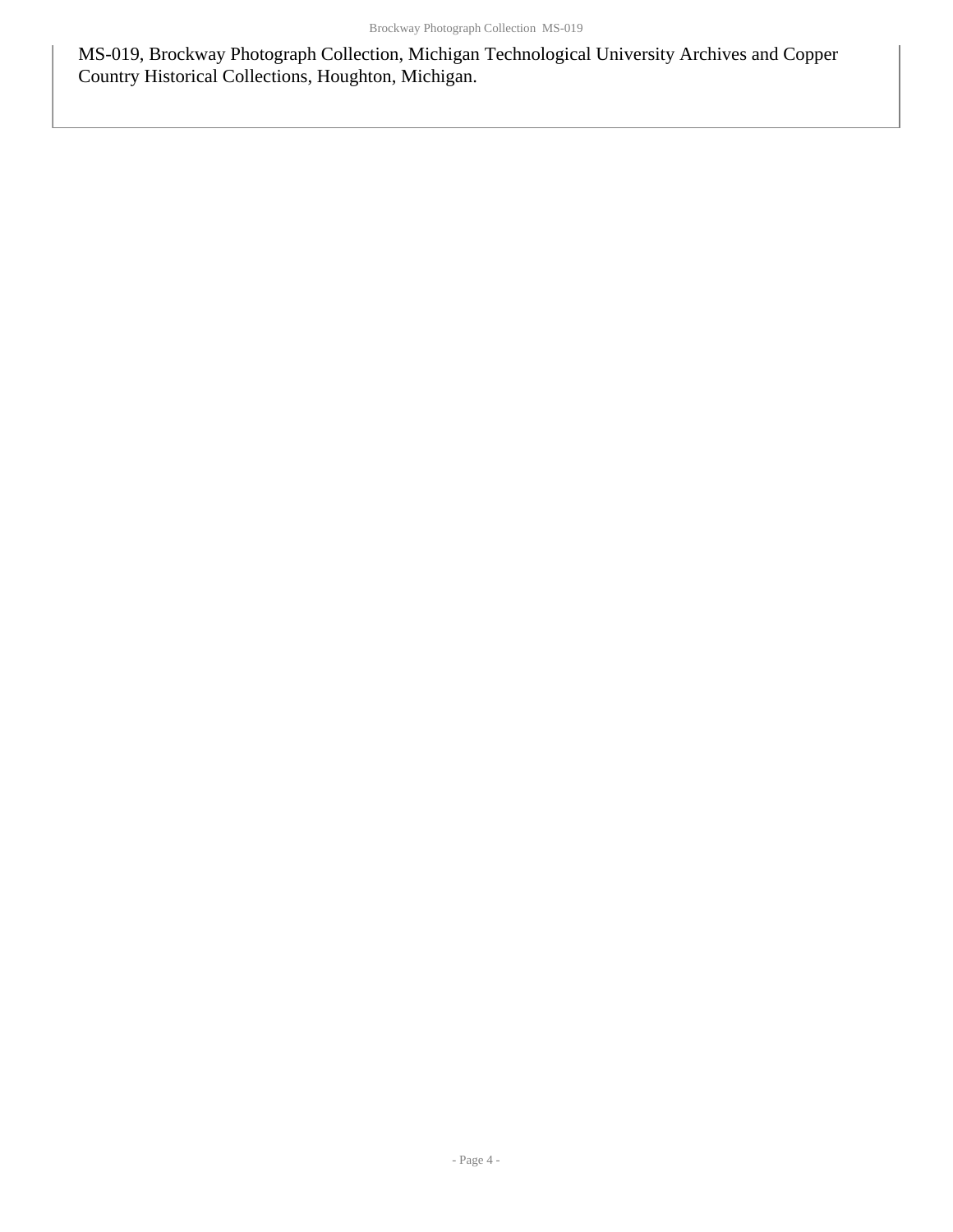MS-019, Brockway Photograph Collection, Michigan Technological University Archives and Copper Country Historical Collections, Houghton, Michigan.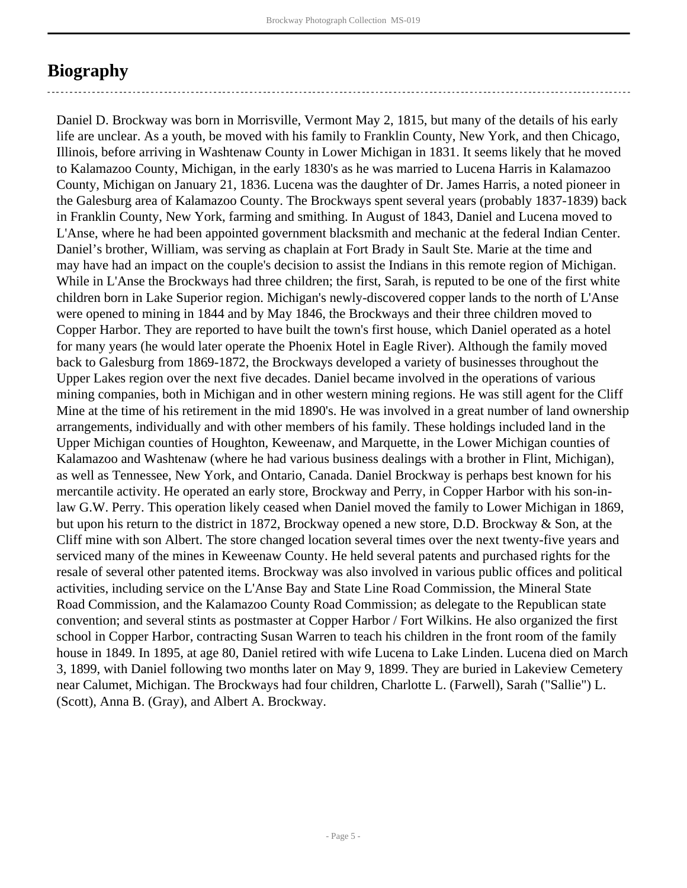# Biography

Daniel D. Brockway was born in Morrisville, Vermont May 2, 1815, but many of the details of his early life are unclear. As a youth, be moved with his family to Franklin County, New York, and then Chicago, Illinois, before arriving in Washtenaw County in Lower Michigan in 1831. It seems likely that he moved to Kalamazoo County, Michigan, in the early 1830's as he was married to Lucena Harris in Kalamazoo County, Michigan on January 21, 1836. Lucena was the daughter of Dr. James Harris, a noted pioneer in the Galesburg area of Kalamazoo County. The Brockways spent several years (probably 1837-1839) back in Franklin County, New York, farming and smithing. In August of 1843, Daniel and Lucena moved to L'Anse, where he had been appointed government blacksmith and mechanic at the federal Indian Center. Daniel's brother, William, was serving as chaplain at Fort Brady in Sault Ste. Marie at the time and may have had an impact on the couple's decision to assist the Indians in this remote region of Michigan. While in L'Anse the Brockways had three children; the first, Sarah, is reputed to be one of the first white children born in Lake Superior region. Michigan's newly-discovered copper lands to the north of L'Anse were opened to mining in 1844 and by May 1846, the Brockways and their three children moved to Copper Harbor. They are reported to have built the town's first house, which Daniel operated as a hotel for many years (he would later operate the Phoenix Hotel in Eagle River). Although the family moved back to Galesburg from 1869-1872, the Brockways developed a variety of businesses throughout the Upper Lakes region over the next five decades. Daniel became involved in the operations of various mining companies, both in Michigan and in other western mining regions. He was still agent for the Cliff Mine at the time of his retirement in the mid 1890's. He was involved in a great number of land ownership arrangements, individually and with other members of his family. These holdings included land in the Upper Michigan counties of Houghton, Keweenaw, and Marquette, in the Lower Michigan counties of Kalamazoo and Washtenaw (where he had various business dealings with a brother in Flint, Michigan), as well as Tennessee, New York, and Ontario, Canada. Daniel Brockway is perhaps best known for his mercantile activity. He operated an early store, Brockway and Perry, in Copper Harbor with his son-in-law G.W. Perry. This operation likely ceased when Daniel moved the family to Lower Michigan in 1869, but upon his return to the district in 1872, Brockway opened a new store, D.D. Brockway & Son, at the Cliff mine with son Albert. The store changed location several times over the next twenty-five years and serviced many of the mines in Keweenaw County. He held several patents and purchased rights for the resale of several other patented items. Brockway was also involved in various public offices and political activities, including service on the L'Anse Bay and State Line Road Commission, the Mineral State Road Commission, and the Kalamazoo County Road Commission; as delegate to the Republican state convention; and several stints as postmaster at Copper Harbor / Fort Wilkins. He also organized the first school in Copper Harbor, contracting Susan Warren to teach his children in the front room of the family house in 1849. In 1895, at age 80, Daniel retired with wife Lucena to Lake Linden. Lucena died on March 3, 1899, with Daniel following two months later on May 9, 1899. They are buried in Lakeview Cemetery near Calumet, Michigan. The Brockways had four children, Charlotte L. (Farwell), Sarah ("Sallie") L. (Scott), Anna B. (Gray), and Albert A. Brockway.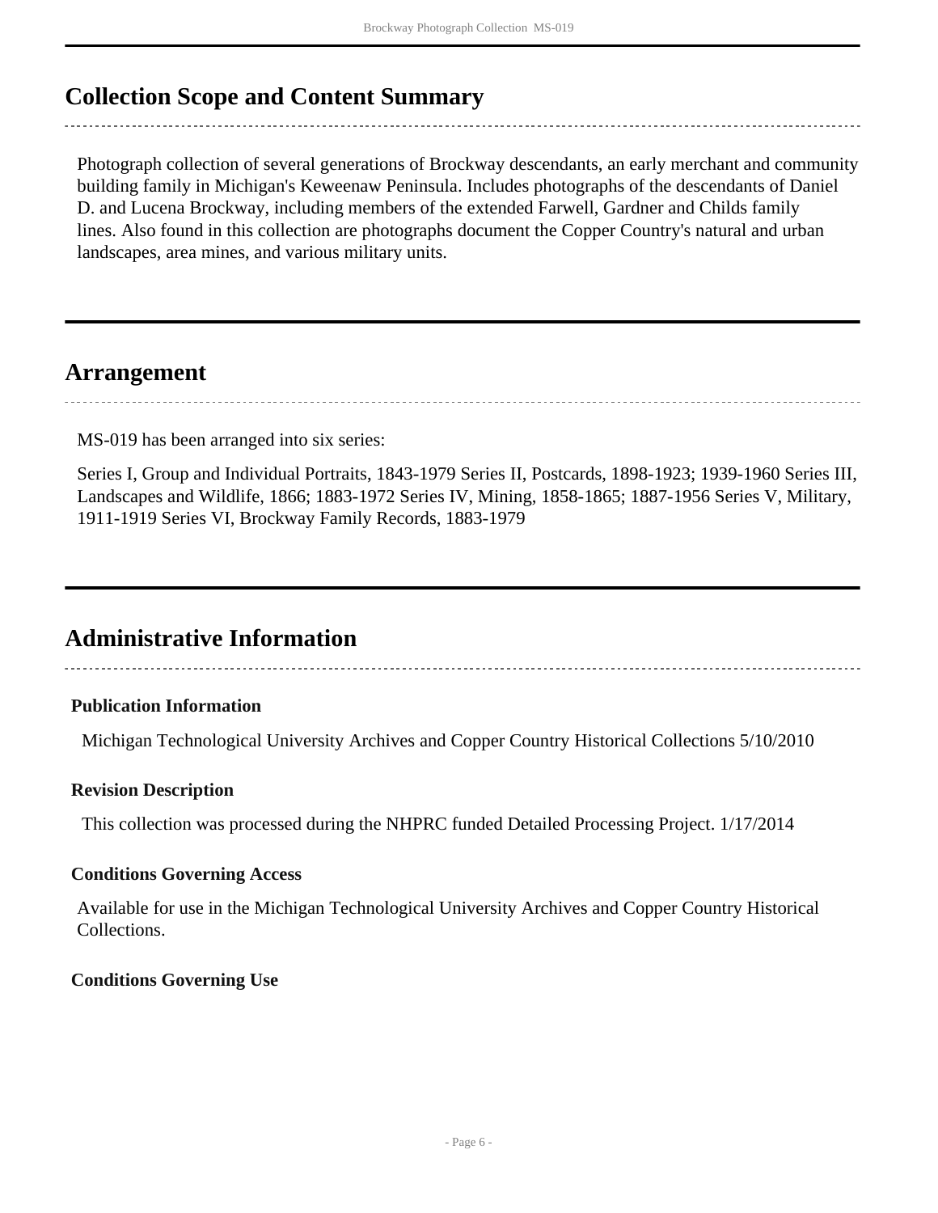## Collection Scope and Content Summary

Photograph collection of several generations of Brockway descendants, an early merchant and community building family in Michigan's Keweenaw Peninsula. Includes photographs of the descendants of Daniel D. and Lucena Brockway, including members of the extended Farwell, Gardner and Childs family lines. Also found in this collection are photographs document the Copper Country's natural and urban landscapes, area mines, and various military units.

## Arrangement

MS-019 has been arranged into six series:

Series I, Group and Individual Portraits, 1843-1979 Series II, Postcards, 1898-1923; 1939-1960 Series III, Landscapes and Wildlife, 1866; 1883-1972 Series IV, Mining, 1858-1865; 1887-1956 Series V, Military, 1911-1919 Series VI, Brockway Family Records, 1883-1979

## Administrative Information

### Publication Information

Michigan Technological University Archives and Copper Country Historical Collections 5/10/2010

### Revision Description

This collection was processed during the NHPRC funded Detailed Processing Project. 1/17/2014

### Conditions Governing Access

Available for use in the Michigan Technological University Archives and Copper Country Historical Collections.

### Conditions Governing Use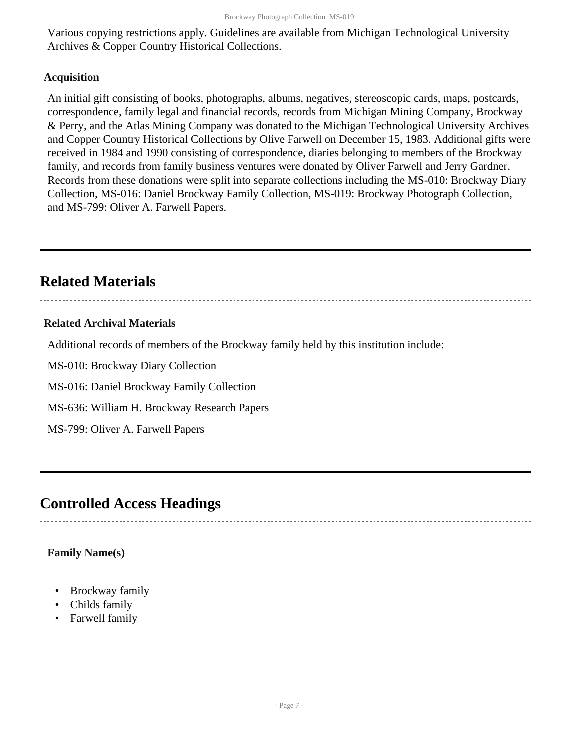Various copying restrictions apply. Guidelines are available from Michigan Technological University Archives & Copper Country Historical Collections.

### Acquisition

An initial gift consisting of books, photographs, albums, negatives, stereoscopic cards, maps, postcards, correspondence, family legal and financial records, records from Michigan Mining Company, Brockway & Perry, and the Atlas Mining Company was donated to the Michigan Technological University Archives and Copper Country Historical Collections by Olive Farwell on December 15, 1983. Additional gifts were received in 1984 and 1990 consisting of correspondence, diaries belonging to members of the Brockway family, and records from family business ventures were donated by Oliver Farwell and Jerry Gardner. Records from these donations were split into separate collections including the MS-010: Brockway Diary Collection, MS-016: Daniel Brockway Family Collection, MS-019: Brockway Photograph Collection, and MS-799: Oliver A. Farwell Papers.

## Related Materials

### Related Archival Materials

Additional records of members of the Brockway family held by this institution include:

MS-010: Brockway Diary Collection

MS-016: Daniel Brockway Family Collection

MS-636: William H. Brockway Research Papers

MS-799: Oliver A. Farwell Papers

## Controlled Access Headings

**Family Name(s)**

- Brockway family
- Childs family
- Farwell family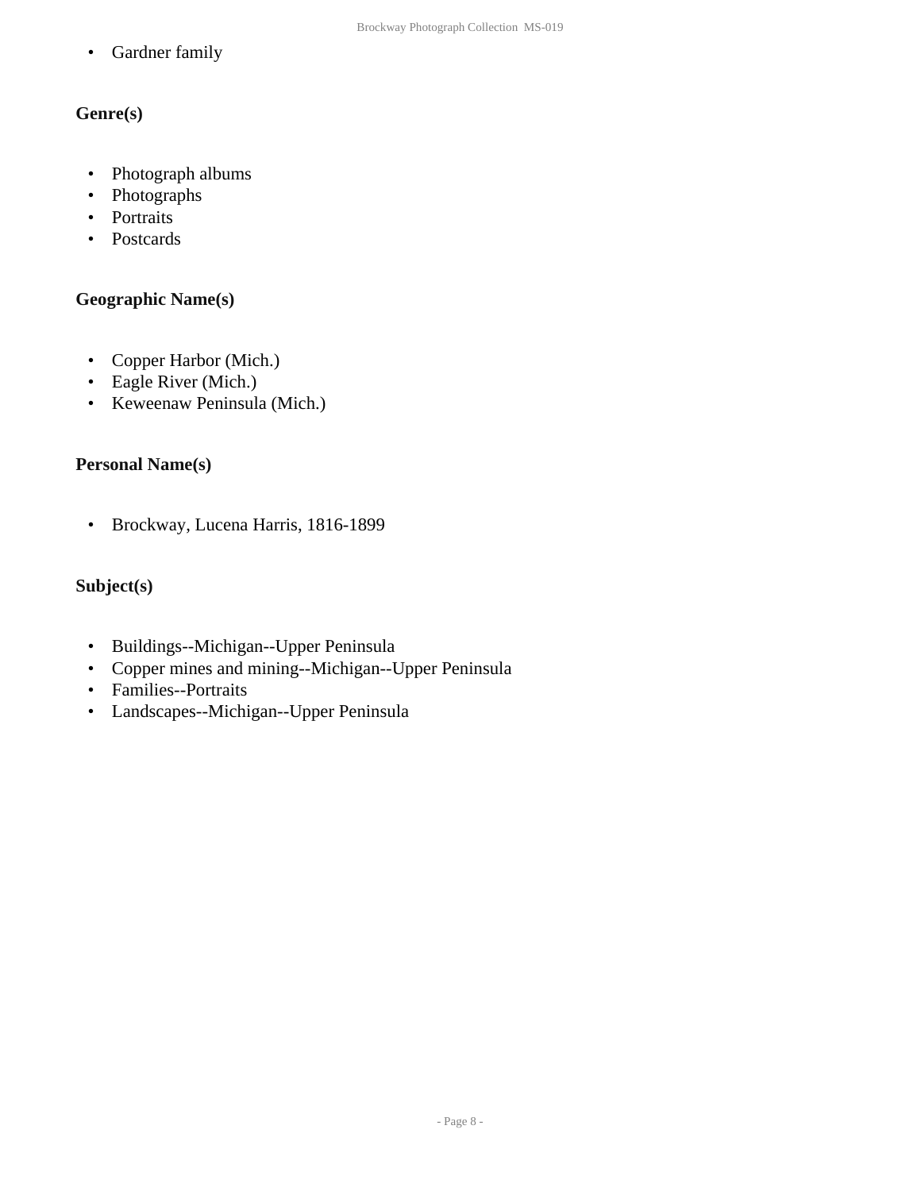- Gardner family

### Genre(s)

- Photograph albums
- Photographs
- Portraits
- Postcards

### Geographic Name(s)

- Copper Harbor (Mich.)
- Eagle River (Mich.)
- Keweenaw Peninsula (Mich.)

### Personal Name(s)

- Brockway, Lucena Harris, 1816-1899

### Subject(s)

- Buildings--Michigan--Upper Peninsula
- Copper mines and mining--Michigan--Upper Peninsula
- Families--Portraits
- Landscapes--Michigan--Upper Peninsula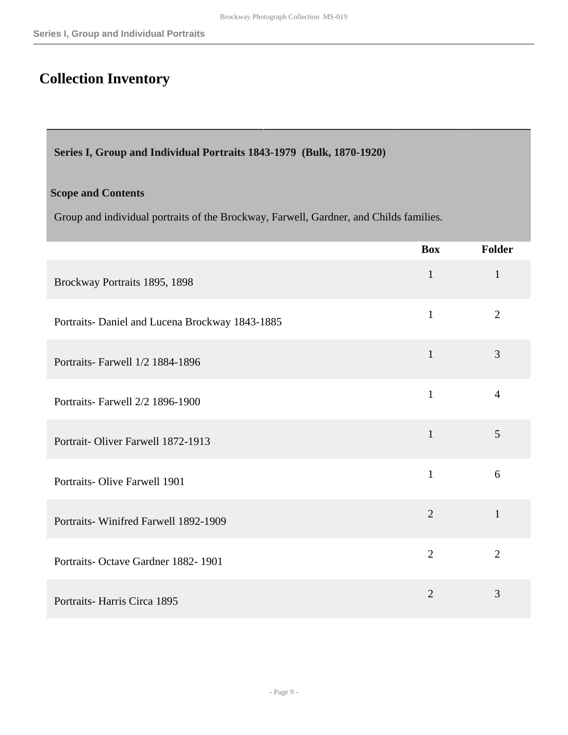# Collection Inventory

**Series I, Group and Individual Portraits 1843-1979 (Bulk, 1870-1920)**

**Scope and Contents**

Group and individual portraits of the Brockway, Farwell, Gardner, and Childs families.

| | Box | Folder |
|---|---|---|
| Brockway Portraits 1895, 1898 | 1 | 1 |
| Portraits- Daniel and Lucena Brockway 1843-1885 | 1 | 2 |
| Portraits- Farwell 1/2 1884-1896 | 1 | 3 |
| Portraits- Farwell 2/2 1896-1900 | 1 | 4 |
| Portrait- Oliver Farwell 1872-1913 | 1 | 5 |
| Portraits- Olive Farwell 1901 | 1 | 6 |
| Portraits- Winifred Farwell 1892-1909 | 2 | 1 |
| Portraits- Octave Gardner 1882- 1901 | 2 | 2 |
| Portraits- Harris Circa 1895 | 2 | 3 |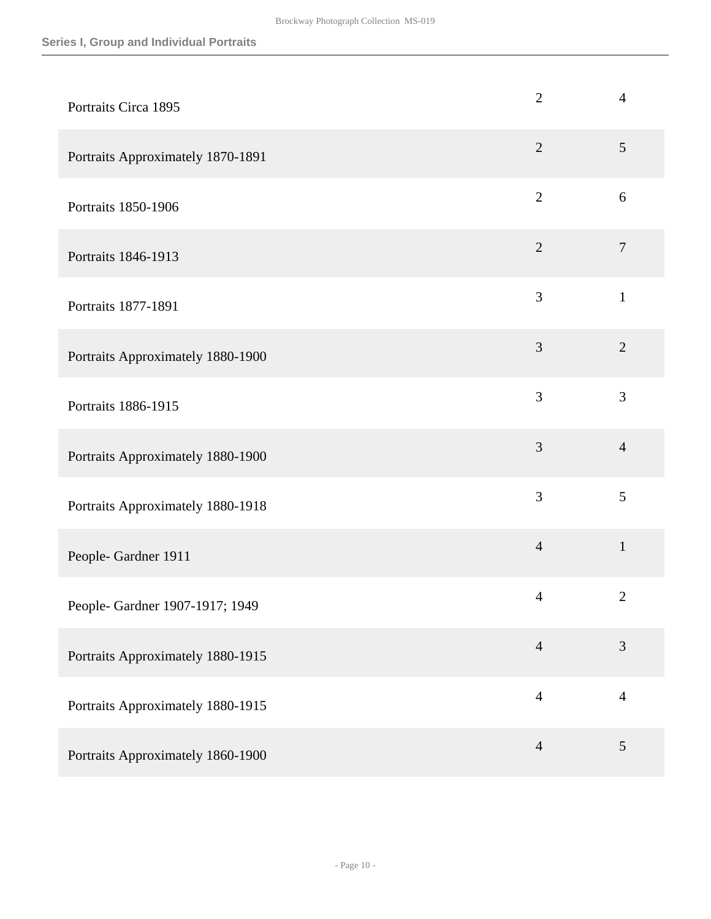| | | |
|---|---|---|
| Portraits Circa 1895 | 2 | 4 |
| Portraits Approximately 1870-1891 | 2 | 5 |
| Portraits 1850-1906 | 2 | 6 |
| Portraits 1846-1913 | 2 | 7 |
| Portraits 1877-1891 | 3 | 1 |
| Portraits Approximately 1880-1900 | 3 | 2 |
| Portraits 1886-1915 | 3 | 3 |
| Portraits Approximately 1880-1900 | 3 | 4 |
| Portraits Approximately 1880-1918 | 3 | 5 |
| People- Gardner 1911 | 4 | 1 |
| People- Gardner 1907-1917; 1949 | 4 | 2 |
| Portraits Approximately 1880-1915 | 4 | 3 |
| Portraits Approximately 1880-1915 | 4 | 4 |
| Portraits Approximately 1860-1900 | 4 | 5 |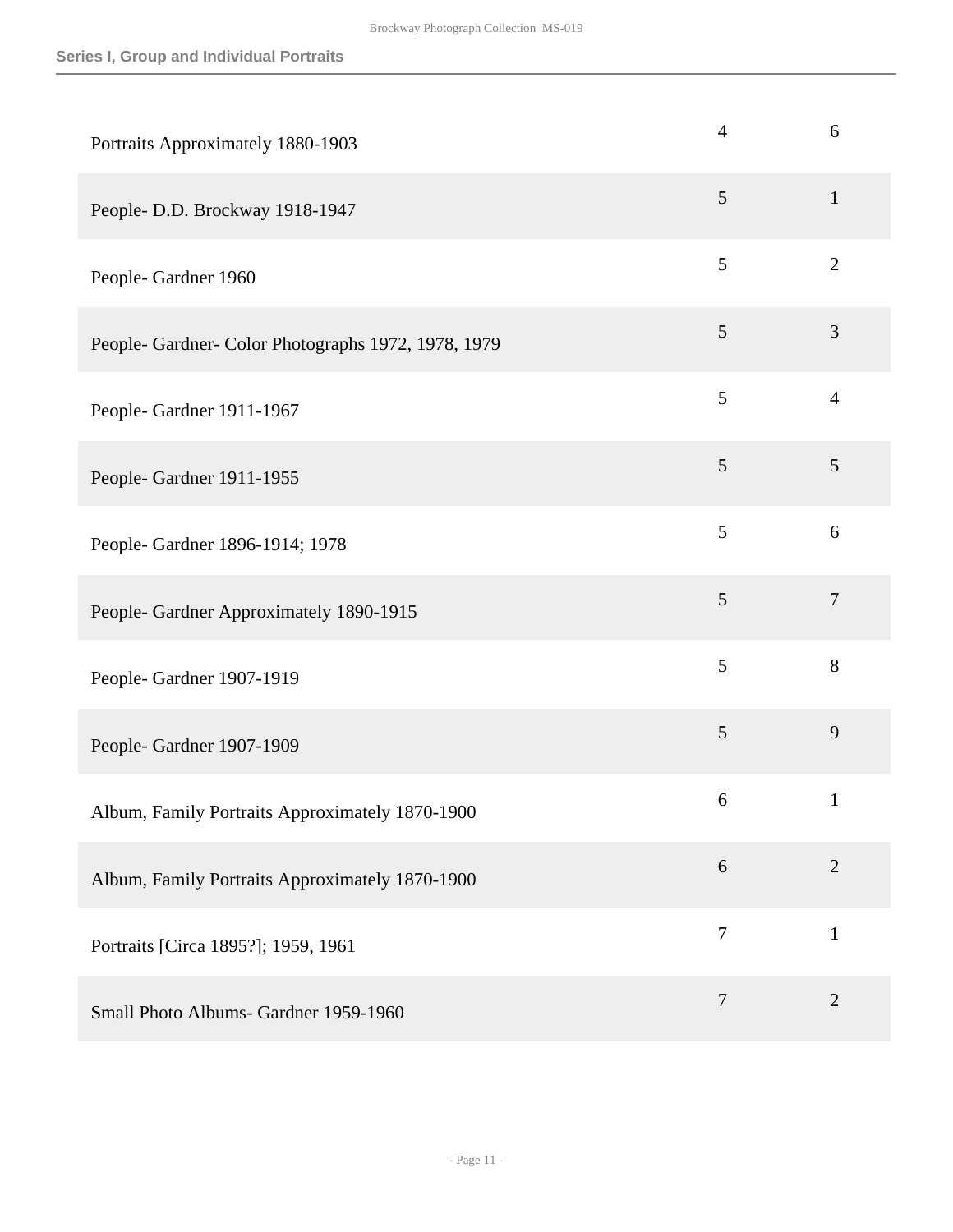| Title | Box | Folder |
| --- | --- | --- |
| Portraits Approximately 1880-1903 | 4 | 6 |
| People- D.D. Brockway 1918-1947 | 5 | 1 |
| People- Gardner 1960 | 5 | 2 |
| People- Gardner- Color Photographs 1972, 1978, 1979 | 5 | 3 |
| People- Gardner 1911-1967 | 5 | 4 |
| People- Gardner 1911-1955 | 5 | 5 |
| People- Gardner 1896-1914; 1978 | 5 | 6 |
| People- Gardner Approximately 1890-1915 | 5 | 7 |
| People- Gardner 1907-1919 | 5 | 8 |
| People- Gardner 1907-1909 | 5 | 9 |
| Album, Family Portraits Approximately 1870-1900 | 6 | 1 |
| Album, Family Portraits Approximately 1870-1900 | 6 | 2 |
| Portraits [Circa 1895?]; 1959, 1961 | 7 | 1 |
| Small Photo Albums- Gardner 1959-1960 | 7 | 2 |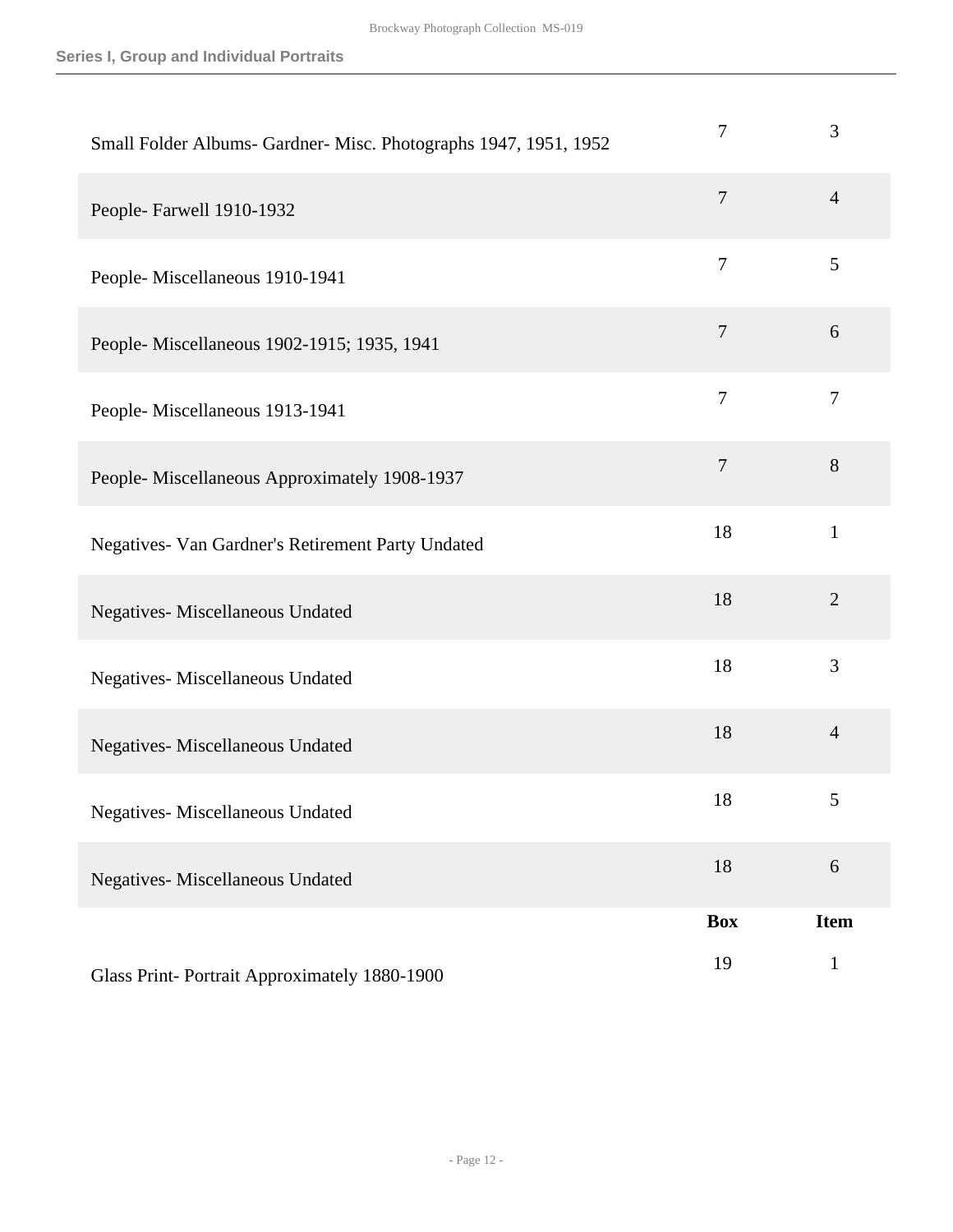| | Box | Item |
|---|---|---|
| Small Folder Albums- Gardner- Misc. Photographs 1947, 1951, 1952 | 7 | 3 |
| People- Farwell 1910-1932 | 7 | 4 |
| People- Miscellaneous 1910-1941 | 7 | 5 |
| People- Miscellaneous 1902-1915; 1935, 1941 | 7 | 6 |
| People- Miscellaneous 1913-1941 | 7 | 7 |
| People- Miscellaneous Approximately 1908-1937 | 7 | 8 |
| Negatives- Van Gardner's Retirement Party Undated | 18 | 1 |
| Negatives- Miscellaneous Undated | 18 | 2 |
| Negatives- Miscellaneous Undated | 18 | 3 |
| Negatives- Miscellaneous Undated | 18 | 4 |
| Negatives- Miscellaneous Undated | 18 | 5 |
| Negatives- Miscellaneous Undated | 18 | 6 |

| | **Box** | **Item** |
|---|---|---|
| Glass Print- Portrait Approximately 1880-1900 | 19 | 1 |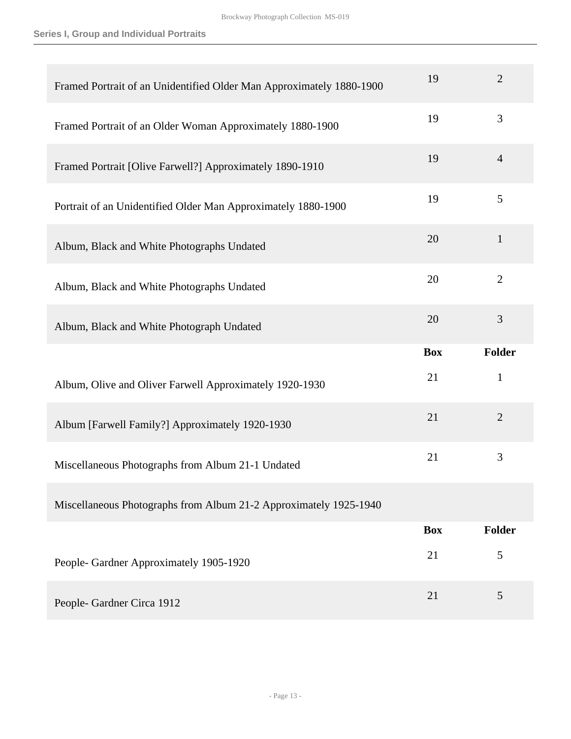## Series I, Group and Individual Portraits

| | Box | Folder |
|---|---|---|
| Framed Portrait of an Unidentified Older Man Approximately 1880-1900 | 19 | 2 |
| Framed Portrait of an Older Woman Approximately 1880-1900 | 19 | 3 |
| Framed Portrait [Olive Farwell?] Approximately 1890-1910 | 19 | 4 |
| Portrait of an Unidentified Older Man Approximately 1880-1900 | 19 | 5 |
| Album, Black and White Photographs Undated | 20 | 1 |
| Album, Black and White Photographs Undated | 20 | 2 |
| Album, Black and White Photograph Undated | 20 | 3 |

| | Box | Folder |
|---|---|---|
| Album, Olive and Oliver Farwell Approximately 1920-1930 | 21 | 1 |
| Album [Farwell Family?] Approximately 1920-1930 | 21 | 2 |
| Miscellaneous Photographs from Album 21-1 Undated | 21 | 3 |
| Miscellaneous Photographs from Album 21-2 Approximately 1925-1940 | | |

| | Box | Folder |
|---|---|---|
| People- Gardner Approximately 1905-1920 | 21 | 5 |
| People- Gardner Circa 1912 | 21 | 5 |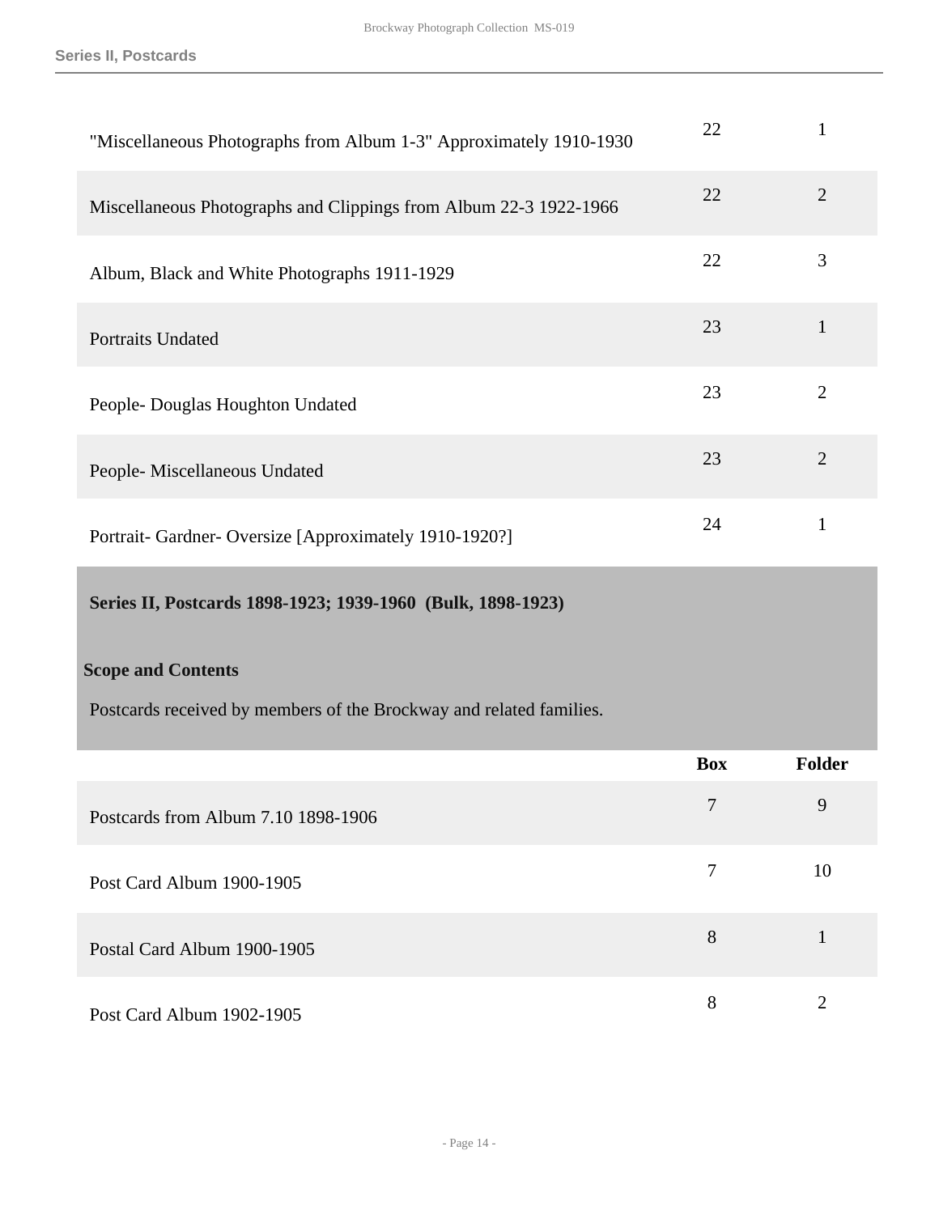| | | |
|---|---|---|
| "Miscellaneous Photographs from Album 1-3" Approximately 1910-1930 | 22 | 1 |
| Miscellaneous Photographs and Clippings from Album 22-3 1922-1966 | 22 | 2 |
| Album, Black and White Photographs 1911-1929 | 22 | 3 |
| Portraits Undated | 23 | 1 |
| People- Douglas Houghton Undated | 23 | 2 |
| People- Miscellaneous Undated | 23 | 2 |
| Portrait- Gardner- Oversize [Approximately 1910-1920?] | 24 | 1 |

## Series II, Postcards 1898-1923; 1939-1960 (Bulk, 1898-1923)

### Scope and Contents

Postcards received by members of the Brockway and related families.

| | Box | Folder |
|---|---|---|
| Postcards from Album 7.10 1898-1906 | 7 | 9 |
| Post Card Album 1900-1905 | 7 | 10 |
| Postal Card Album 1900-1905 | 8 | 1 |
| Post Card Album 1902-1905 | 8 | 2 |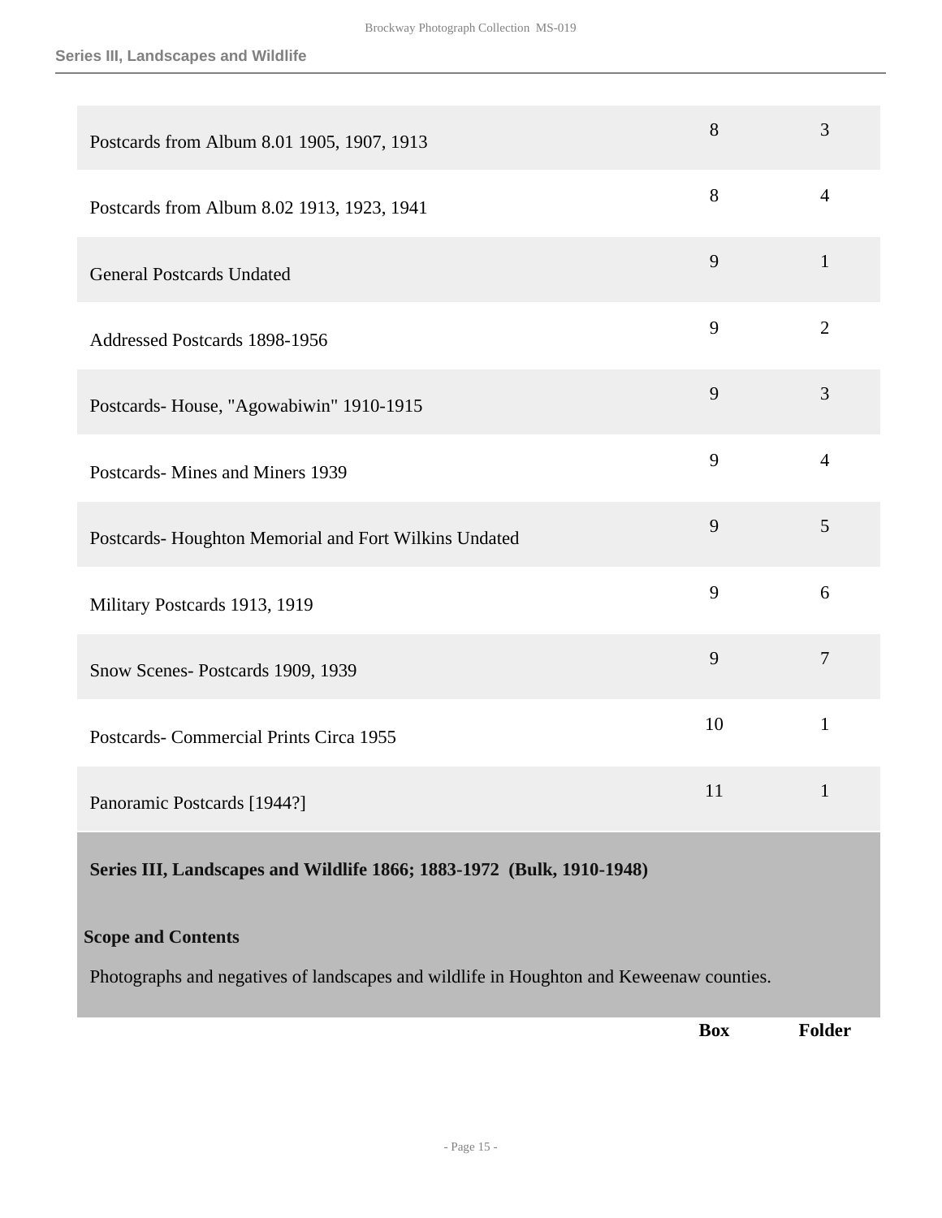| | Box | Folder |
|---|---|---|
| Postcards from Album 8.01 1905, 1907, 1913 | 8 | 3 |
| Postcards from Album 8.02 1913, 1923, 1941 | 8 | 4 |
| General Postcards Undated | 9 | 1 |
| Addressed Postcards 1898-1956 | 9 | 2 |
| Postcards- House, "Agowabiwin" 1910-1915 | 9 | 3 |
| Postcards- Mines and Miners 1939 | 9 | 4 |
| Postcards- Houghton Memorial and Fort Wilkins Undated | 9 | 5 |
| Military Postcards 1913, 1919 | 9 | 6 |
| Snow Scenes- Postcards 1909, 1939 | 9 | 7 |
| Postcards- Commercial Prints Circa 1955 | 10 | 1 |
| Panoramic Postcards [1944?] | 11 | 1 |

## Series III, Landscapes and Wildlife 1866; 1883-1972 (Bulk, 1910-1948)

### Scope and Contents

Photographs and negatives of landscapes and wildlife in Houghton and Keweenaw counties.

| | Box | Folder |
|---|---|---|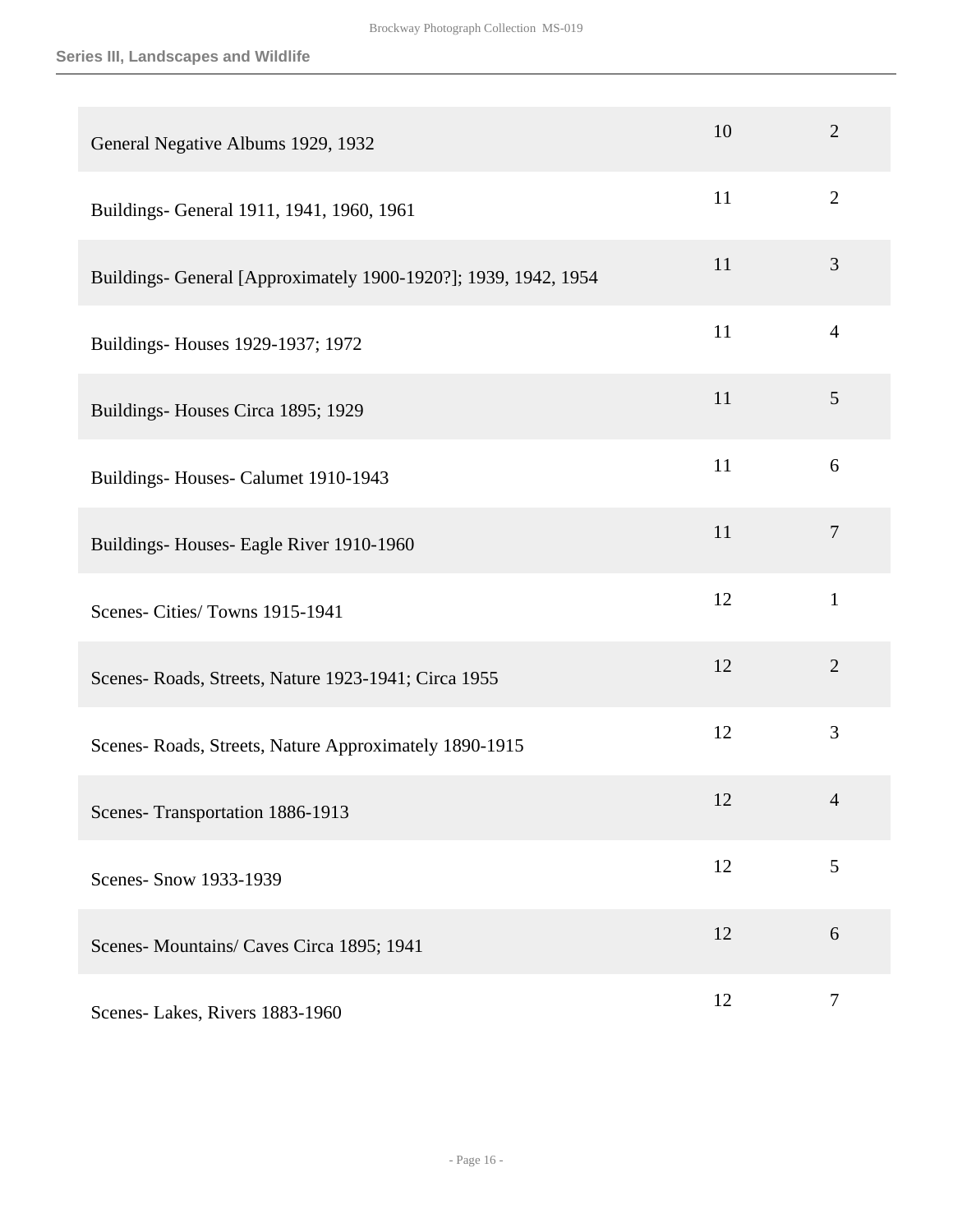## Series III, Landscapes and Wildlife

| | | |
|---|---|---|
| General Negative Albums 1929, 1932 | 10 | 2 |
| Buildings- General 1911, 1941, 1960, 1961 | 11 | 2 |
| Buildings- General [Approximately 1900-1920?]; 1939, 1942, 1954 | 11 | 3 |
| Buildings- Houses 1929-1937; 1972 | 11 | 4 |
| Buildings- Houses Circa 1895; 1929 | 11 | 5 |
| Buildings- Houses- Calumet 1910-1943 | 11 | 6 |
| Buildings- Houses- Eagle River 1910-1960 | 11 | 7 |
| Scenes- Cities/ Towns 1915-1941 | 12 | 1 |
| Scenes- Roads, Streets, Nature 1923-1941; Circa 1955 | 12 | 2 |
| Scenes- Roads, Streets, Nature Approximately 1890-1915 | 12 | 3 |
| Scenes- Transportation 1886-1913 | 12 | 4 |
| Scenes- Snow 1933-1939 | 12 | 5 |
| Scenes- Mountains/ Caves Circa 1895; 1941 | 12 | 6 |
| Scenes- Lakes, Rivers 1883-1960 | 12 | 7 |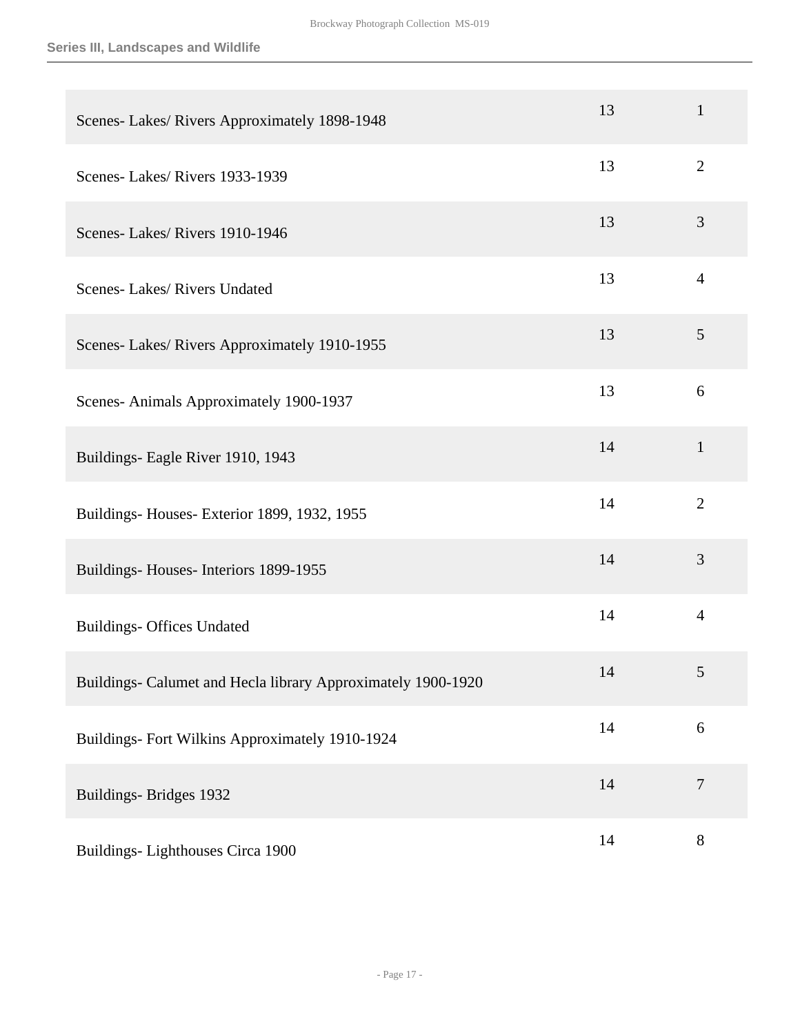### Series III, Landscapes and Wildlife

| Title | Box | Folder |
| --- | --- | --- |
| Scenes- Lakes/ Rivers Approximately 1898-1948 | 13 | 1 |
| Scenes- Lakes/ Rivers 1933-1939 | 13 | 2 |
| Scenes- Lakes/ Rivers 1910-1946 | 13 | 3 |
| Scenes- Lakes/ Rivers Undated | 13 | 4 |
| Scenes- Lakes/ Rivers Approximately 1910-1955 | 13 | 5 |
| Scenes- Animals Approximately 1900-1937 | 13 | 6 |
| Buildings- Eagle River 1910, 1943 | 14 | 1 |
| Buildings- Houses- Exterior 1899, 1932, 1955 | 14 | 2 |
| Buildings- Houses- Interiors 1899-1955 | 14 | 3 |
| Buildings- Offices Undated | 14 | 4 |
| Buildings- Calumet and Hecla library Approximately 1900-1920 | 14 | 5 |
| Buildings- Fort Wilkins Approximately 1910-1924 | 14 | 6 |
| Buildings- Bridges 1932 | 14 | 7 |
| Buildings- Lighthouses Circa 1900 | 14 | 8 |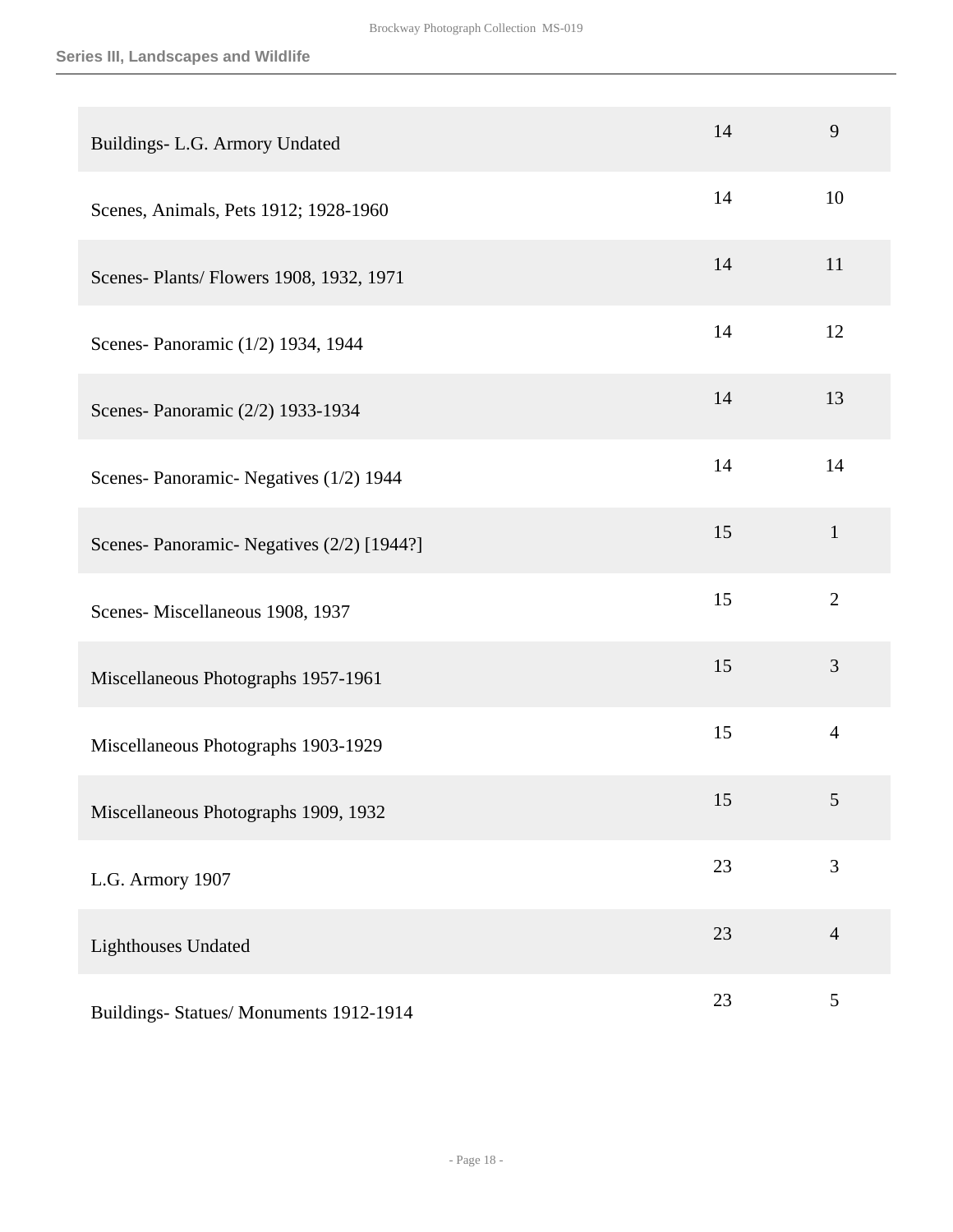## Series III, Landscapes and Wildlife

| | | |
|---|---|---|
| Buildings- L.G. Armory Undated | 14 | 9 |
| Scenes, Animals, Pets 1912; 1928-1960 | 14 | 10 |
| Scenes- Plants/ Flowers 1908, 1932, 1971 | 14 | 11 |
| Scenes- Panoramic (1/2) 1934, 1944 | 14 | 12 |
| Scenes- Panoramic (2/2) 1933-1934 | 14 | 13 |
| Scenes- Panoramic- Negatives (1/2) 1944 | 14 | 14 |
| Scenes- Panoramic- Negatives (2/2) [1944?] | 15 | 1 |
| Scenes- Miscellaneous 1908, 1937 | 15 | 2 |
| Miscellaneous Photographs 1957-1961 | 15 | 3 |
| Miscellaneous Photographs 1903-1929 | 15 | 4 |
| Miscellaneous Photographs 1909, 1932 | 15 | 5 |
| L.G. Armory 1907 | 23 | 3 |
| Lighthouses Undated | 23 | 4 |
| Buildings- Statues/ Monuments 1912-1914 | 23 | 5 |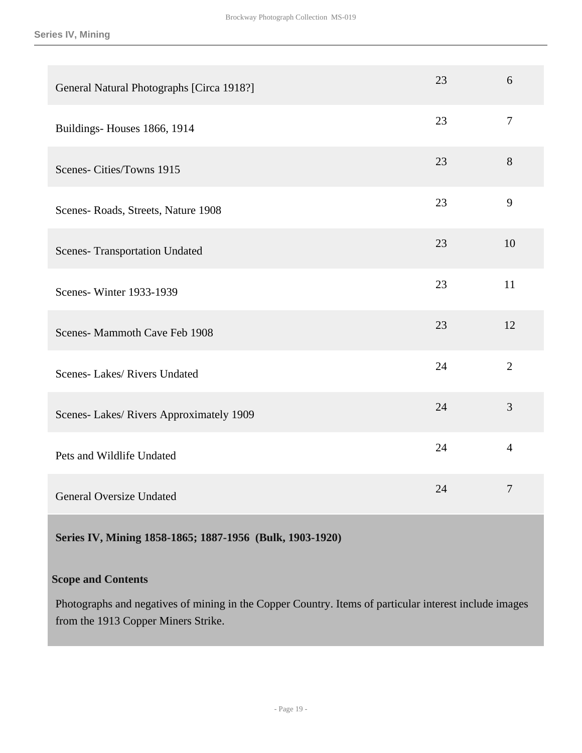| | | |
|---|---|---|
| General Natural Photographs [Circa 1918?] | 23 | 6 |
| Buildings- Houses 1866, 1914 | 23 | 7 |
| Scenes- Cities/Towns 1915 | 23 | 8 |
| Scenes- Roads, Streets, Nature 1908 | 23 | 9 |
| Scenes- Transportation Undated | 23 | 10 |
| Scenes- Winter 1933-1939 | 23 | 11 |
| Scenes- Mammoth Cave Feb 1908 | 23 | 12 |
| Scenes- Lakes/ Rivers Undated | 24 | 2 |
| Scenes- Lakes/ Rivers Approximately 1909 | 24 | 3 |
| Pets and Wildlife Undated | 24 | 4 |
| General Oversize Undated | 24 | 7 |

## Series IV, Mining 1858-1865; 1887-1956 (Bulk, 1903-1920)

### Scope and Contents

Photographs and negatives of mining in the Copper Country. Items of particular interest include images from the 1913 Copper Miners Strike.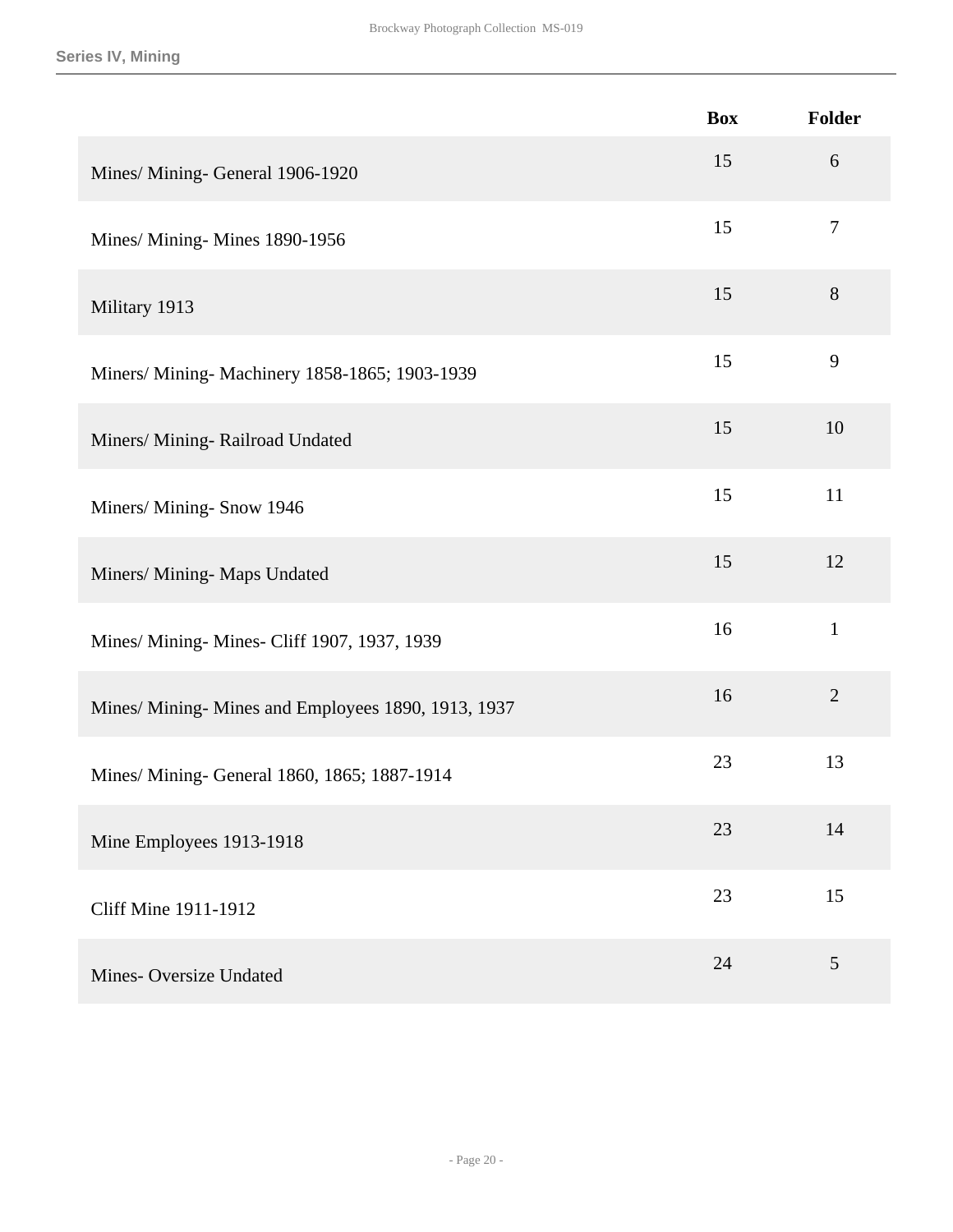| | Box | Folder |
|---|---|---|
| Mines/ Mining- General 1906-1920 | 15 | 6 |
| Mines/ Mining- Mines 1890-1956 | 15 | 7 |
| Military 1913 | 15 | 8 |
| Miners/ Mining- Machinery 1858-1865; 1903-1939 | 15 | 9 |
| Miners/ Mining- Railroad Undated | 15 | 10 |
| Miners/ Mining- Snow 1946 | 15 | 11 |
| Miners/ Mining- Maps Undated | 15 | 12 |
| Mines/ Mining- Mines- Cliff 1907, 1937, 1939 | 16 | 1 |
| Mines/ Mining- Mines and Employees 1890, 1913, 1937 | 16 | 2 |
| Mines/ Mining- General 1860, 1865; 1887-1914 | 23 | 13 |
| Mine Employees 1913-1918 | 23 | 14 |
| Cliff Mine 1911-1912 | 23 | 15 |
| Mines- Oversize Undated | 24 | 5 |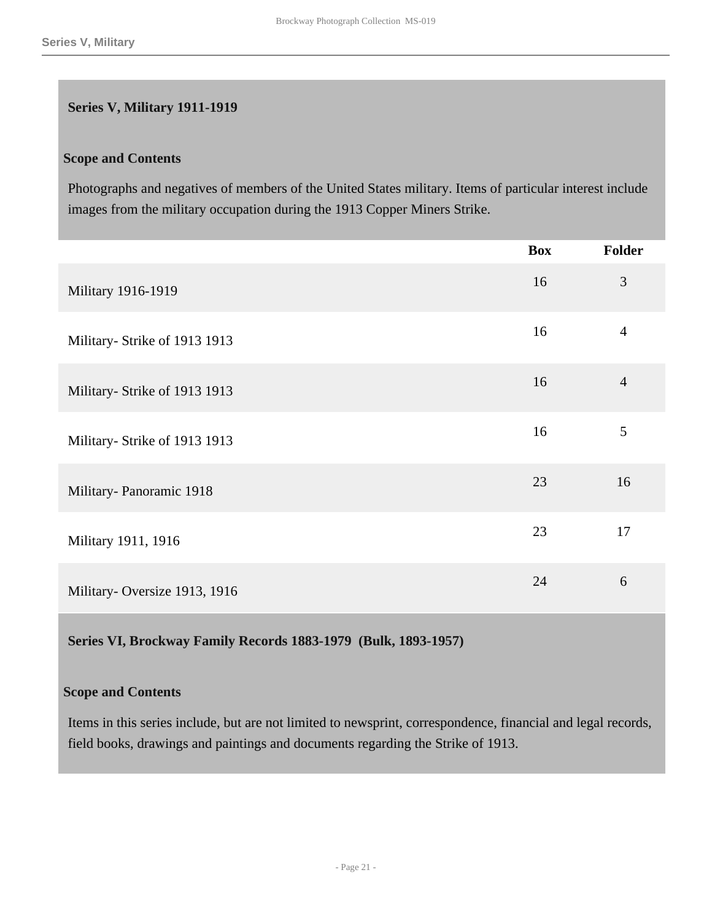## Series V, Military 1911-1919

### Scope and Contents

Photographs and negatives of members of the United States military. Items of particular interest include images from the military occupation during the 1913 Copper Miners Strike.

| | Box | Folder |
|---|---|---|
| Military 1916-1919 | 16 | 3 |
| Military- Strike of 1913 1913 | 16 | 4 |
| Military- Strike of 1913 1913 | 16 | 4 |
| Military- Strike of 1913 1913 | 16 | 5 |
| Military- Panoramic 1918 | 23 | 16 |
| Military 1911, 1916 | 23 | 17 |
| Military- Oversize 1913, 1916 | 24 | 6 |

## Series VI, Brockway Family Records 1883-1979 (Bulk, 1893-1957)

### Scope and Contents

Items in this series include, but are not limited to newsprint, correspondence, financial and legal records, field books, drawings and paintings and documents regarding the Strike of 1913.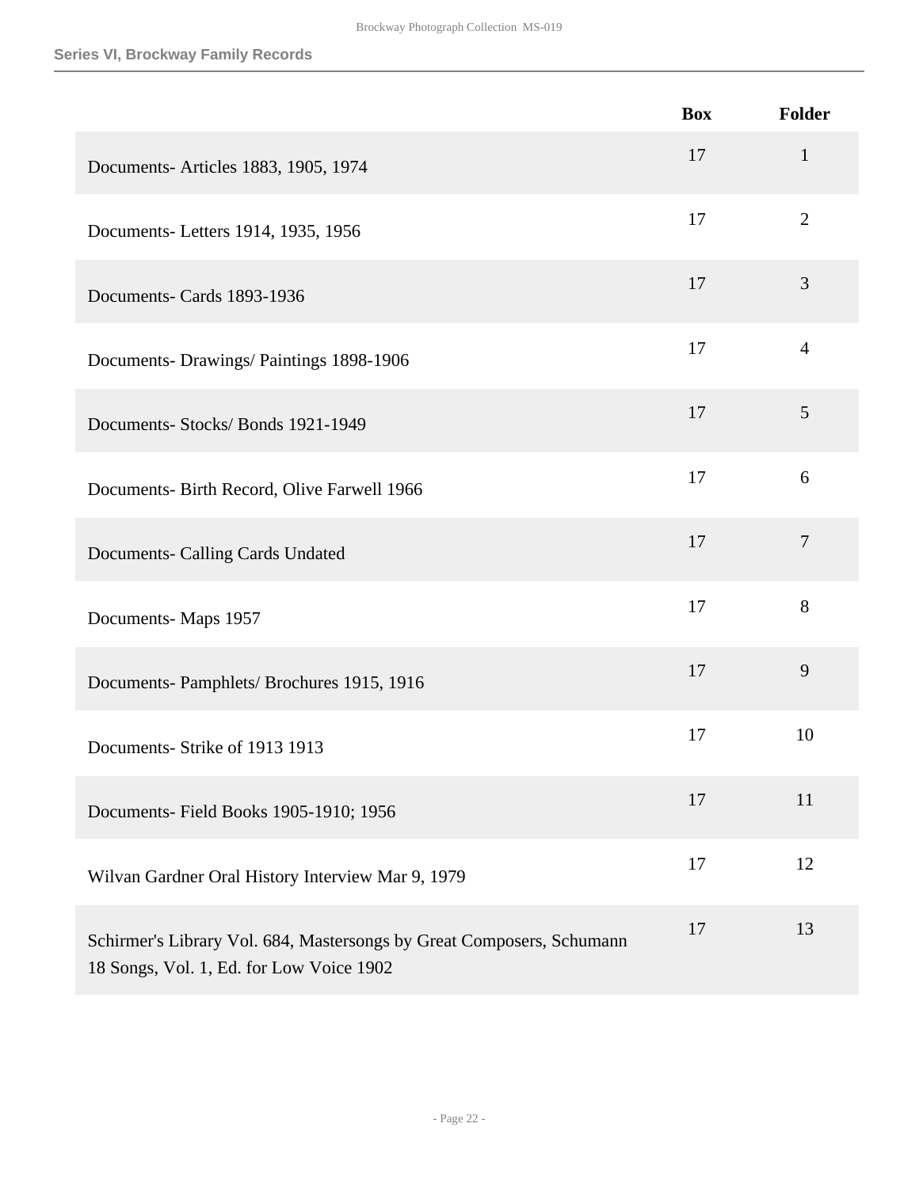## Series VI, Brockway Family Records

| | Box | Folder |
|---|---|---|
| Documents- Articles 1883, 1905, 1974 | 17 | 1 |
| Documents- Letters 1914, 1935, 1956 | 17 | 2 |
| Documents- Cards 1893-1936 | 17 | 3 |
| Documents- Drawings/ Paintings 1898-1906 | 17 | 4 |
| Documents- Stocks/ Bonds 1921-1949 | 17 | 5 |
| Documents- Birth Record, Olive Farwell 1966 | 17 | 6 |
| Documents- Calling Cards Undated | 17 | 7 |
| Documents- Maps 1957 | 17 | 8 |
| Documents- Pamphlets/ Brochures 1915, 1916 | 17 | 9 |
| Documents- Strike of 1913 1913 | 17 | 10 |
| Documents- Field Books 1905-1910; 1956 | 17 | 11 |
| Wilvan Gardner Oral History Interview Mar 9, 1979 | 17 | 12 |
| Schirmer's Library Vol. 684, Mastersongs by Great Composers, Schumann 18 Songs, Vol. 1, Ed. for Low Voice 1902 | 17 | 13 |